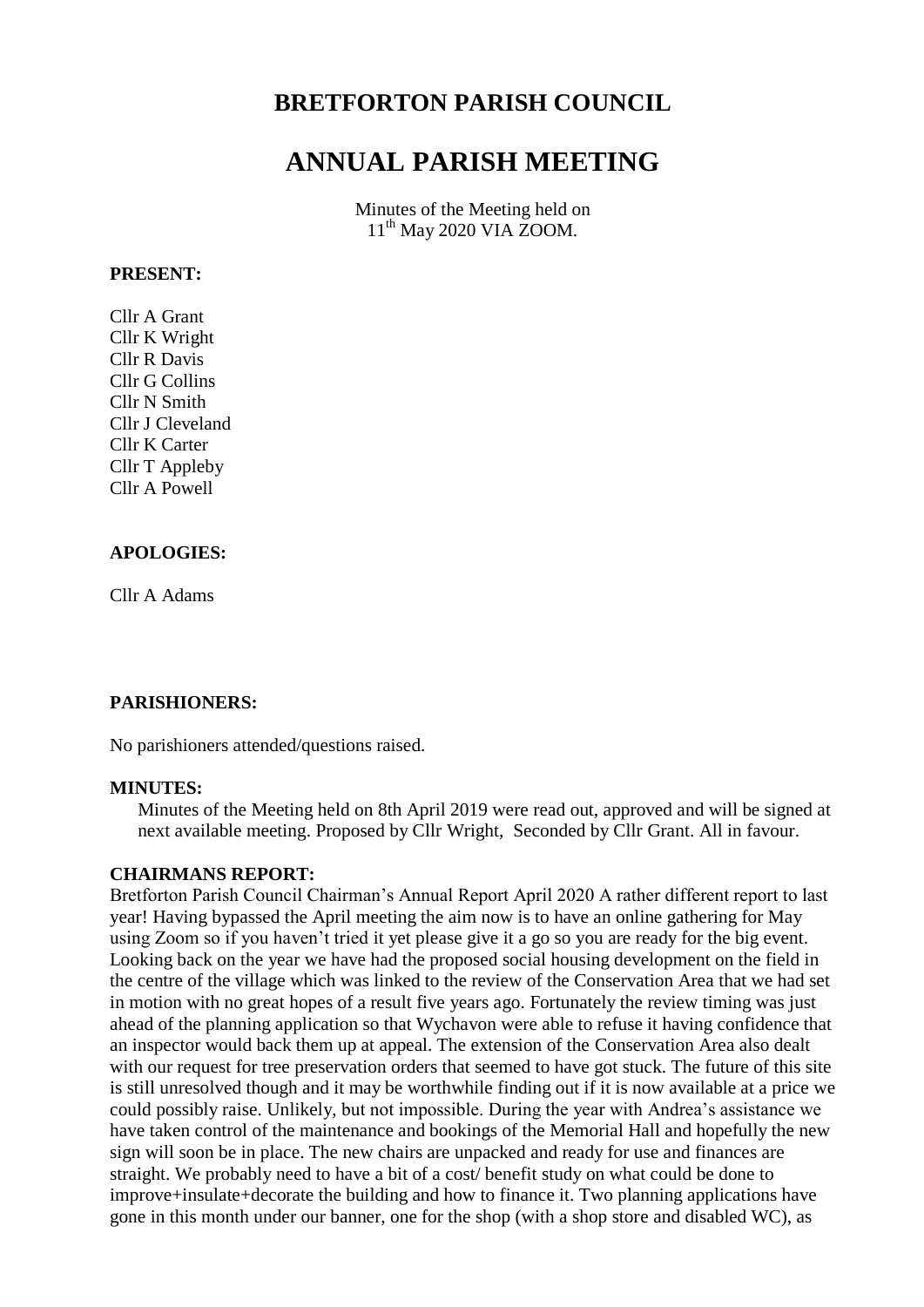# BRETFORTON PARISH COUNCIL

# ANNUAL PARISH MEETING

Minutes of the Meeting held on
11th May 2020 VIA ZOOM.

**PRESENT:**

Cllr A Grant
Cllr K Wright
Cllr R Davis
Cllr G Collins
Cllr N Smith
Cllr J Cleveland
Cllr K Carter
Cllr T Appleby
Cllr A Powell

**APOLOGIES:**

Cllr A Adams

**PARISHIONERS:**

No parishioners attended/questions raised.

**MINUTES:**

Minutes of the Meeting held on 8th April 2019 were read out, approved and will be signed at next available meeting. Proposed by Cllr Wright, Seconded by Cllr Grant. All in favour.

**CHAIRMANS REPORT:**

Bretforton Parish Council Chairman's Annual Report April 2020 A rather different report to last year! Having bypassed the April meeting the aim now is to have an online gathering for May using Zoom so if you haven't tried it yet please give it a go so you are ready for the big event. Looking back on the year we have had the proposed social housing development on the field in the centre of the village which was linked to the review of the Conservation Area that we had set in motion with no great hopes of a result five years ago. Fortunately the review timing was just ahead of the planning application so that Wychavon were able to refuse it having confidence that an inspector would back them up at appeal. The extension of the Conservation Area also dealt with our request for tree preservation orders that seemed to have got stuck. The future of this site is still unresolved though and it may be worthwhile finding out if it is now available at a price we could possibly raise. Unlikely, but not impossible. During the year with Andrea's assistance we have taken control of the maintenance and bookings of the Memorial Hall and hopefully the new sign will soon be in place. The new chairs are unpacked and ready for use and finances are straight. We probably need to have a bit of a cost/ benefit study on what could be done to improve+insulate+decorate the building and how to finance it. Two planning applications have gone in this month under our banner, one for the shop (with a shop store and disabled WC), as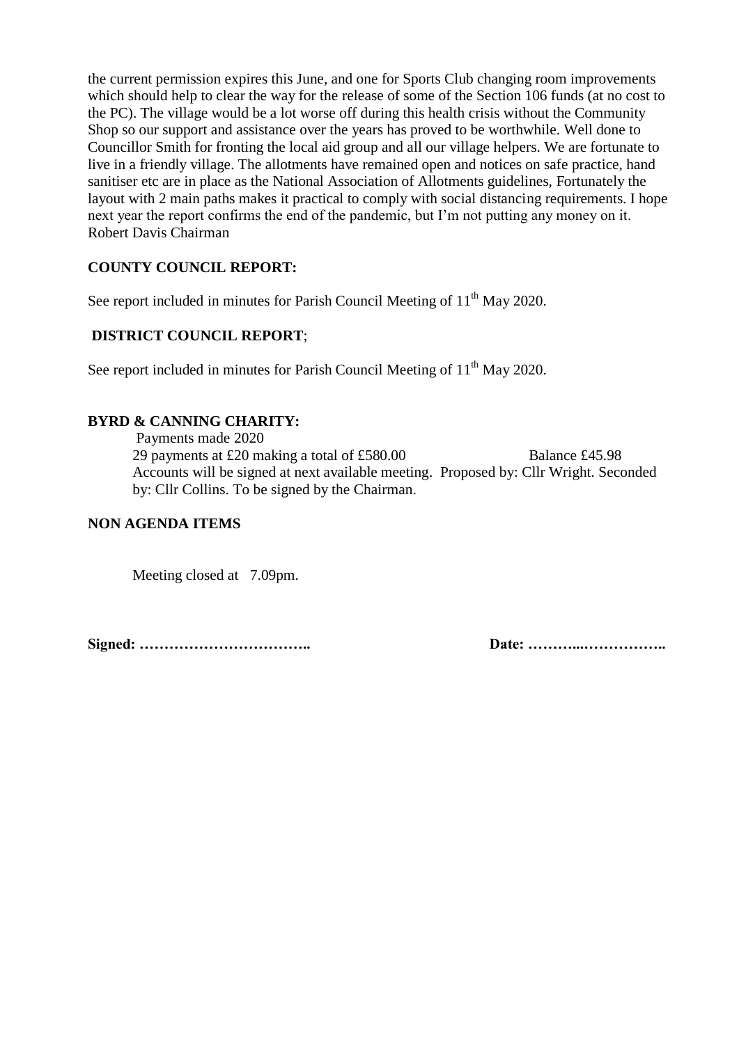the current permission expires this June, and one for Sports Club changing room improvements which should help to clear the way for the release of some of the Section 106 funds (at no cost to the PC). The village would be a lot worse off during this health crisis without the Community Shop so our support and assistance over the years has proved to be worthwhile. Well done to Councillor Smith for fronting the local aid group and all our village helpers. We are fortunate to live in a friendly village. The allotments have remained open and notices on safe practice, hand sanitiser etc are in place as the National Association of Allotments guidelines, Fortunately the layout with 2 main paths makes it practical to comply with social distancing requirements. I hope next year the report confirms the end of the pandemic, but I'm not putting any money on it.
Robert Davis Chairman

**COUNTY COUNCIL REPORT:**

See report included in minutes for Parish Council Meeting of 11th May 2020.

**DISTRICT COUNCIL REPORT**;

See report included in minutes for Parish Council Meeting of 11th May 2020.

**BYRD & CANNING CHARITY:**

Payments made 2020
29 payments at £20 making a total of £580.00 Balance £45.98
Accounts will be signed at next available meeting. Proposed by: Cllr Wright. Seconded by: Cllr Collins. To be signed by the Chairman.

**NON AGENDA ITEMS**

Meeting closed at 7.09pm.

**Signed: ……………………………..** **Date: ………...……………..**